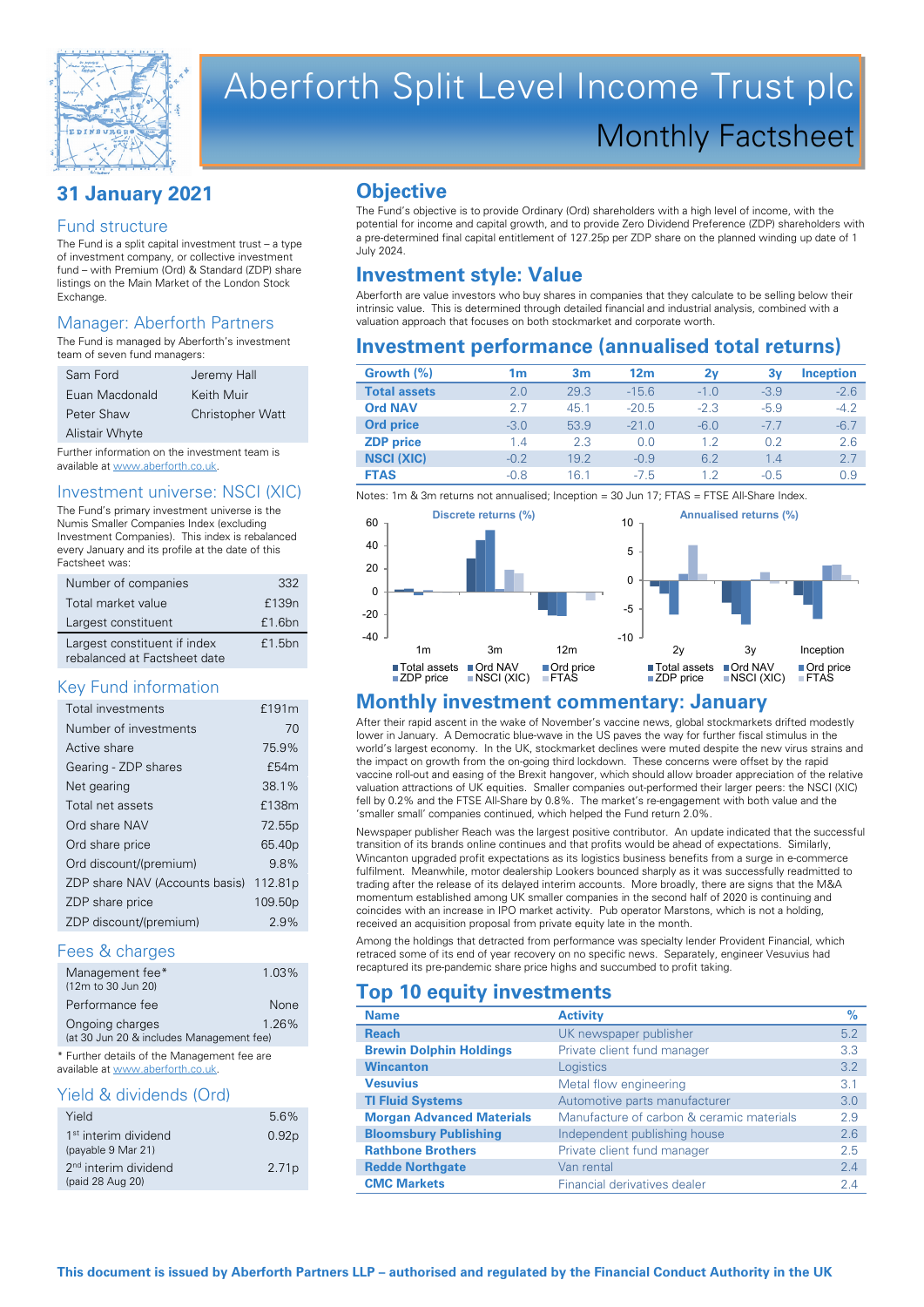# Aberforth Split Level Income Trust plc

## Monthly Factsheet

## 31 January 2021

### Fund structure

The Fund is a split capital investment trust – a type of investment company, or collective investment fund – with Premium (Ord) & Standard (ZDP) share listings on the Main Market of the London Stock Exchange.

### Manager: Aberforth Partners

The Fund is managed by Aberforth's investment team of seven fund managers:

| | |
|---|---|
| Sam Ford | Jeremy Hall |
| Euan Macdonald | Keith Muir |
| Peter Shaw | Christopher Watt |
| Alistair Whyte | |

Further information on the investment team is available at www.aberforth.co.uk.

### Investment universe: NSCI (XIC)

The Fund's primary investment universe is the Numis Smaller Companies Index (excluding Investment Companies). This index is rebalanced every January and its profile at the date of this Factsheet was:

| | |
|---|---|
| Number of companies | 332 |
| Total market value | £139n |
| Largest constituent | £1.6bn |
| Largest constituent if index rebalanced at Factsheet date | £1.5bn |

### Key Fund information

| | |
|---|---|
| Total investments | £191m |
| Number of investments | 70 |
| Active share | 75.9% |
| Gearing - ZDP shares | £54m |
| Net gearing | 38.1% |
| Total net assets | £138m |
| Ord share NAV | 72.55p |
| Ord share price | 65.40p |
| Ord discount/(premium) | 9.8% |
| ZDP share NAV (Accounts basis) | 112.81p |
| ZDP share price | 109.50p |
| ZDP discount/(premium) | 2.9% |

### Fees & charges

| | |
|---|---|
| Management fee* (12m to 30 Jun 20) | 1.03% |
| Performance fee | None |
| Ongoing charges (at 30 Jun 20 & includes Management fee) | 1.26% |

* Further details of the Management fee are available at www.aberforth.co.uk.

### Yield & dividends (Ord)

| | |
|---|---|
| Yield | 5.6% |
| 1st interim dividend (payable 9 Mar 21) | 0.92p |
| 2nd interim dividend (paid 28 Aug 20) | 2.71p |

## Objective

The Fund's objective is to provide Ordinary (Ord) shareholders with a high level of income, with the potential for income and capital growth, and to provide Zero Dividend Preference (ZDP) shareholders with a pre-determined final capital entitlement of 127.25p per ZDP share on the planned winding up date of 1 July 2024.

## Investment style: Value

Aberforth are value investors who buy shares in companies that they calculate to be selling below their intrinsic value. This is determined through detailed financial and industrial analysis, combined with a valuation approach that focuses on both stockmarket and corporate worth.

## Investment performance (annualised total returns)

| Growth (%) | 1m | 3m | 12m | 2y | 3y | Inception |
|---|---|---|---|---|---|---|
| Total assets | 2.0 | 29.3 | -15.6 | -1.0 | -3.9 | -2.6 |
| Ord NAV | 2.7 | 45.1 | -20.5 | -2.3 | -5.9 | -4.2 |
| Ord price | -3.0 | 53.9 | -21.0 | -6.0 | -7.7 | -6.7 |
| ZDP price | 1.4 | 2.3 | 0.0 | 1.2 | 0.2 | 2.6 |
| NSCI (XIC) | -0.2 | 19.2 | -0.9 | 6.2 | 1.4 | 2.7 |
| FTAS | -0.8 | 16.1 | -7.5 | 1.2 | -0.5 | 0.9 |

Notes: 1m & 3m returns not annualised; Inception = 30 Jun 17; FTAS = FTSE All-Share Index.

Discrete returns (%)
60, 40, 20, 0, -20, -40
1m, 3m, 12m
Total assets, Ord NAV, Ord price, ZDP price, NSCI (XIC), FTAS

Annualised returns (%)
10, 5, 0, -5, -10
2y, 3y, Inception
Total assets, Ord NAV, Ord price, ZDP price, NSCI (XIC), FTAS

## Monthly investment commentary: January

After their rapid ascent in the wake of November's vaccine news, global stockmarkets drifted modestly lower in January. A Democratic blue-wave in the US paves the way for further fiscal stimulus in the world's largest economy. In the UK, stockmarket declines were muted despite the new virus strains and the impact on growth from the on-going third lockdown. These concerns were offset by the rapid vaccine roll-out and easing of the Brexit hangover, which should allow broader appreciation of the relative valuation attractions of UK equities. Smaller companies out-performed their larger peers: the NSCI (XIC) fell by 0.2% and the FTSE All-Share by 0.8%. The market's re-engagement with both value and the 'smaller small' companies continued, which helped the Fund return 2.0%.

Newspaper publisher Reach was the largest positive contributor. An update indicated that the successful transition of its brands online continues and that profits would be ahead of expectations. Similarly, Wincanton upgraded profit expectations as its logistics business benefits from a surge in e-commerce fulfilment. Meanwhile, motor dealership Lookers bounced sharply as it was successfully readmitted to trading after the release of its delayed interim accounts. More broadly, there are signs that the M&A momentum established among UK smaller companies in the second half of 2020 is continuing and coincides with an increase in IPO market activity. Pub operator Marstons, which is not a holding, received an acquisition proposal from private equity late in the month.

Among the holdings that detracted from performance was specialty lender Provident Financial, which retraced some of its end of year recovery on no specific news. Separately, engineer Vesuvius had recaptured its pre-pandemic share price highs and succumbed to profit taking.

## Top 10 equity investments

| Name | Activity | % |
|---|---|---|
| Reach | UK newspaper publisher | 5.2 |
| Brewin Dolphin Holdings | Private client fund manager | 3.3 |
| Wincanton | Logistics | 3.2 |
| Vesuvius | Metal flow engineering | 3.1 |
| TI Fluid Systems | Automotive parts manufacturer | 3.0 |
| Morgan Advanced Materials | Manufacture of carbon & ceramic materials | 2.9 |
| Bloomsbury Publishing | Independent publishing house | 2.6 |
| Rathbone Brothers | Private client fund manager | 2.5 |
| Redde Northgate | Van rental | 2.4 |
| CMC Markets | Financial derivatives dealer | 2.4 |

**This document is issued by Aberforth Partners LLP – authorised and regulated by the Financial Conduct Authority in the UK**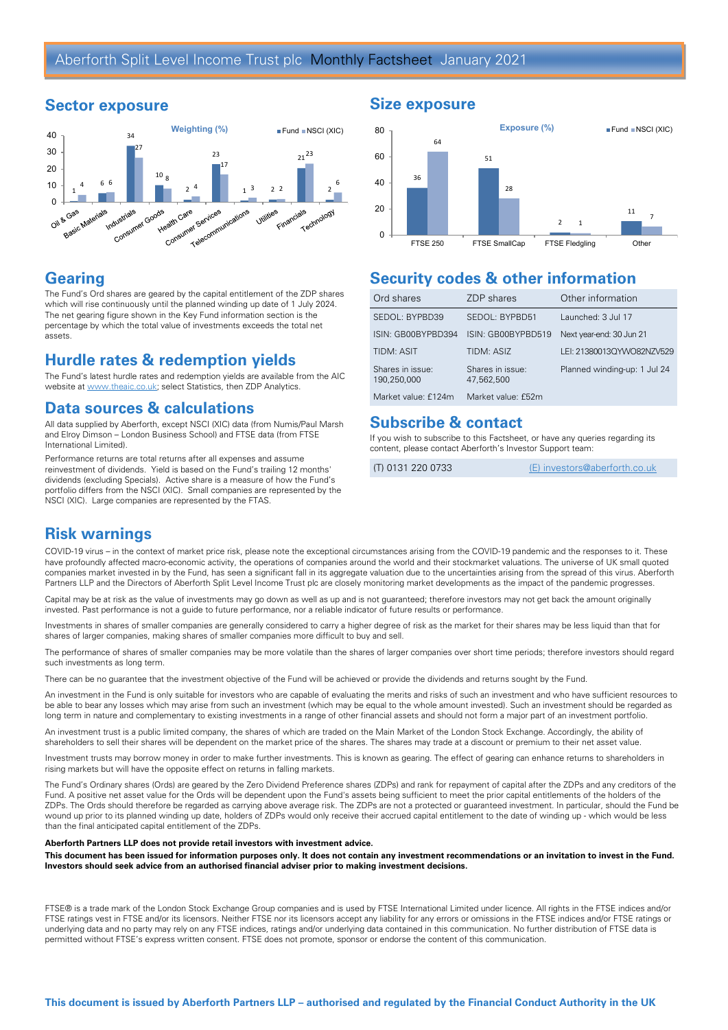## Sector exposure

Weighting (%)

Fund NSCI (XIC)

40
30
20
10
0

1 4
6 6
34 27
10 8
2 4
23 17
1 3
2 2
21 23
2 6

Oil & Gas
Basic Materials
Industrials
Consumer Goods
Health Care
Consumer Services
Telecommunications
Utilities
Financials
Technology

## Size exposure

Exposure (%)

Fund NSCI (XIC)

80
60
40
20
0

36 64
51 28
2 1
11 7

FTSE 250
FTSE SmallCap
FTSE Fledgling
Other

## Gearing

The Fund's Ord shares are geared by the capital entitlement of the ZDP shares which will rise continuously until the planned winding up date of 1 July 2024. The net gearing figure shown in the Key Fund information section is the percentage by which the total value of investments exceeds the total net assets.

## Hurdle rates & redemption yields

The Fund's latest hurdle rates and redemption yields are available from the AIC website at www.theaic.co.uk; select Statistics, then ZDP Analytics.

## Data sources & calculations

All data supplied by Aberforth, except NSCI (XIC) data (from Numis/Paul Marsh and Elroy Dimson – London Business School) and FTSE data (from FTSE International Limited).

Performance returns are total returns after all expenses and assume reinvestment of dividends. Yield is based on the Fund's trailing 12 months' dividends (excluding Specials). Active share is a measure of how the Fund's portfolio differs from the NSCI (XIC). Small companies are represented by the NSCI (XIC). Large companies are represented by the FTAS.

## Security codes & other information

| Ord shares | ZDP shares | Other information |
|---|---|---|
| SEDOL: BYPBD39 | SEDOL: BYPBD51 | Launched: 3 Jul 17 |
| ISIN: GB00BYPBD394 | ISIN: GB00BYPBD519 | Next year-end: 30 Jun 21 |
| TIDM: ASIT | TIDM: ASIZ | LEI: 21380013QYWO82NZV529 |
| Shares in issue: 190,250,000 | Shares in issue: 47,562,500 | Planned winding-up: 1 Jul 24 |
| Market value: £124m | Market value: £52m | |

## Subscribe & contact

If you wish to subscribe to this Factsheet, or have any queries regarding its content, please contact Aberforth's Investor Support team:

(T) 0131 220 0733 (E) investors@aberforth.co.uk

## Risk warnings

COVID-19 virus – in the context of market price risk, please note the exceptional circumstances arising from the COVID-19 pandemic and the responses to it. These have profoundly affected macro-economic activity, the operations of companies around the world and their stockmarket valuations. The universe of UK small quoted companies market invested in by the Fund, has seen a significant fall in its aggregate valuation due to the uncertainties arising from the spread of this virus. Aberforth Partners LLP and the Directors of Aberforth Split Level Income Trust plc are closely monitoring market developments as the impact of the pandemic progresses.

Capital may be at risk as the value of investments may go down as well as up and is not guaranteed; therefore investors may not get back the amount originally invested. Past performance is not a guide to future performance, nor a reliable indicator of future results or performance.

Investments in shares of smaller companies are generally considered to carry a higher degree of risk as the market for their shares may be less liquid than that for shares of larger companies, making shares of smaller companies more difficult to buy and sell.

The performance of shares of smaller companies may be more volatile than the shares of larger companies over short time periods; therefore investors should regard such investments as long term.

There can be no guarantee that the investment objective of the Fund will be achieved or provide the dividends and returns sought by the Fund.

An investment in the Fund is only suitable for investors who are capable of evaluating the merits and risks of such an investment and who have sufficient resources to be able to bear any losses which may arise from such an investment (which may be equal to the whole amount invested). Such an investment should be regarded as long term in nature and complementary to existing investments in a range of other financial assets and should not form a major part of an investment portfolio.

An investment trust is a public limited company, the shares of which are traded on the Main Market of the London Stock Exchange. Accordingly, the ability of shareholders to sell their shares will be dependent on the market price of the shares. The shares may trade at a discount or premium to their net asset value.

Investment trusts may borrow money in order to make further investments. This is known as gearing. The effect of gearing can enhance returns to shareholders in rising markets but will have the opposite effect on returns in falling markets.

The Fund's Ordinary shares (Ords) are geared by the Zero Dividend Preference shares (ZDPs) and rank for repayment of capital after the ZDPs and any creditors of the Fund. A positive net asset value for the Ords will be dependent upon the Fund's assets being sufficient to meet the prior capital entitlements of the holders of the ZDPs. The Ords should therefore be regarded as carrying above average risk. The ZDPs are not a protected or guaranteed investment. In particular, should the Fund be wound up prior to its planned winding up date, holders of ZDPs would only receive their accrued capital entitlement to the date of winding up - which would be less than the final anticipated capital entitlement of the ZDPs.

**Aberforth Partners LLP does not provide retail investors with investment advice.**

**This document has been issued for information purposes only. It does not contain any investment recommendations or an invitation to invest in the Fund. Investors should seek advice from an authorised financial adviser prior to making investment decisions.**

FTSE® is a trade mark of the London Stock Exchange Group companies and is used by FTSE International Limited under licence. All rights in the FTSE indices and/or FTSE ratings vest in FTSE and/or its licensors. Neither FTSE nor its licensors accept any liability for any errors or omissions in the FTSE indices and/or FTSE ratings or underlying data and no party may rely on any FTSE indices, ratings and/or underlying data contained in this communication. No further distribution of FTSE data is permitted without FTSE's express written consent. FTSE does not promote, sponsor or endorse the content of this communication.

**This document is issued by Aberforth Partners LLP – authorised and regulated by the Financial Conduct Authority in the UK**